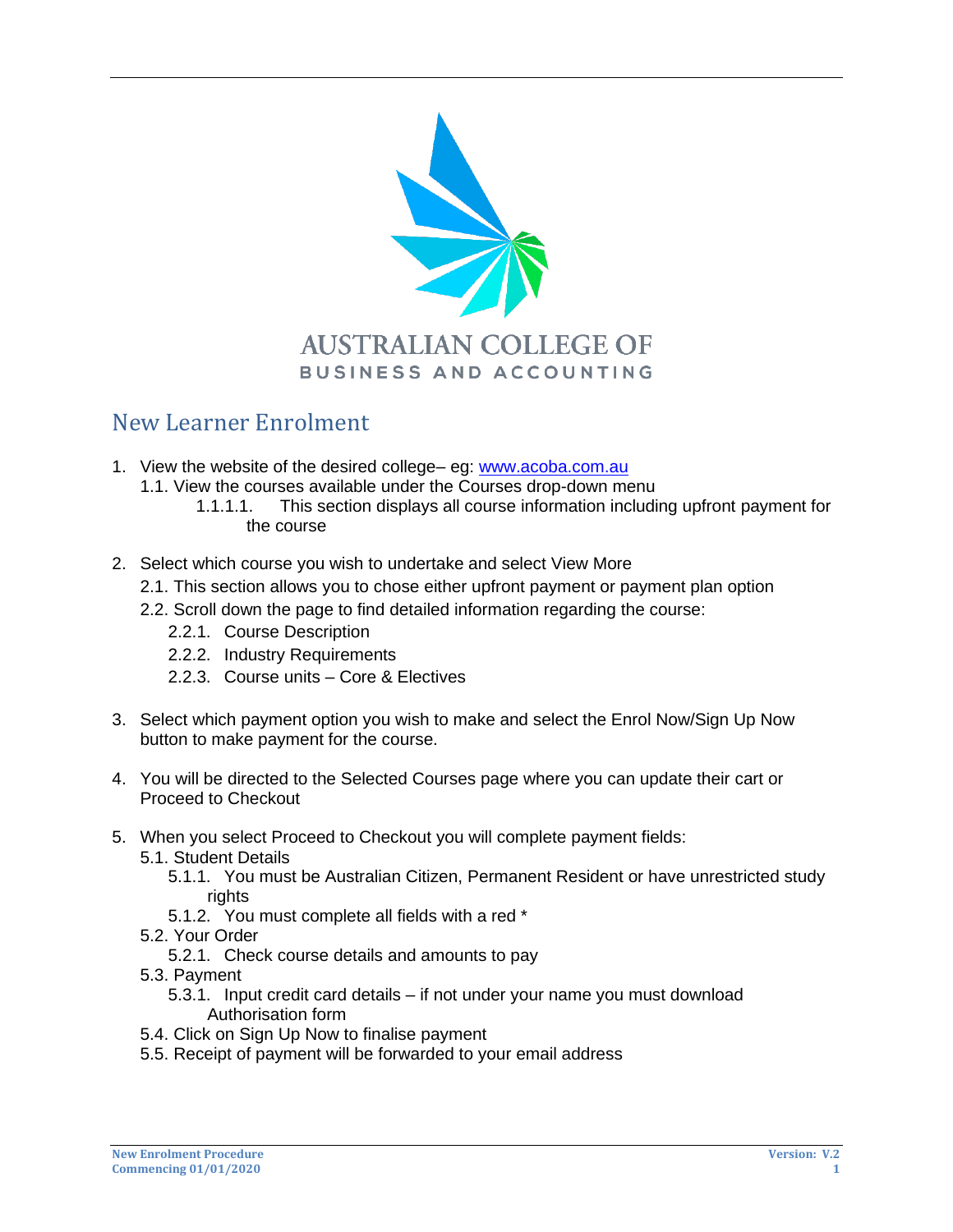AUSTRALIAN COLLEGE OF
BUSINESS AND ACCOUNTING

# New Learner Enrolment

1. View the website of the desired college– eg: www.acoba.com.au
   1.1. View the courses available under the Courses drop-down menu
      1.1.1.1. This section displays all course information including upfront payment for the course

2. Select which course you wish to undertake and select View More
   2.1. This section allows you to chose either upfront payment or payment plan option
   2.2. Scroll down the page to find detailed information regarding the course:
      2.2.1. Course Description
      2.2.2. Industry Requirements
      2.2.3. Course units – Core & Electives

3. Select which payment option you wish to make and select the Enrol Now/Sign Up Now button to make payment for the course.

4. You will be directed to the Selected Courses page where you can update their cart or Proceed to Checkout

5. When you select Proceed to Checkout you will complete payment fields:
   5.1. Student Details
      5.1.1. You must be Australian Citizen, Permanent Resident or have unrestricted study rights
      5.1.2. You must complete all fields with a red *
   5.2. Your Order
      5.2.1. Check course details and amounts to pay
   5.3. Payment
      5.3.1. Input credit card details – if not under your name you must download Authorisation form
   5.4. Click on Sign Up Now to finalise payment
   5.5. Receipt of payment will be forwarded to your email address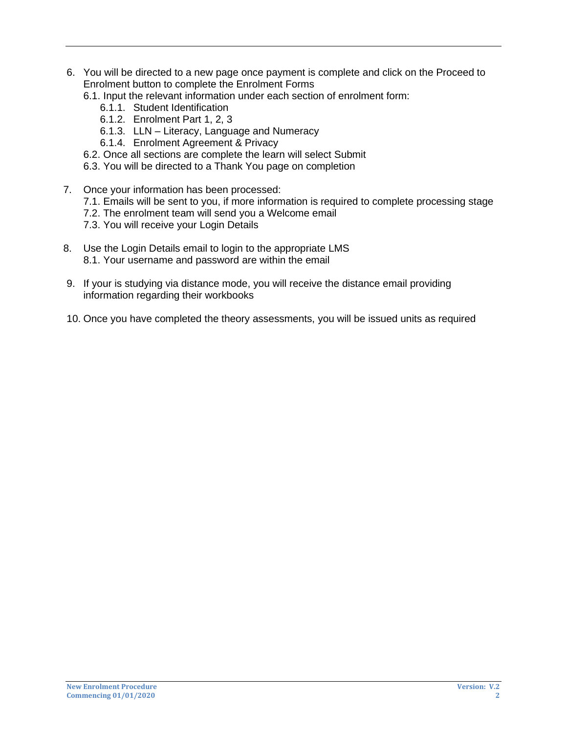6. You will be directed to a new page once payment is complete and click on the Proceed to Enrolment button to complete the Enrolment Forms
   6.1. Input the relevant information under each section of enrolment form:
      6.1.1. Student Identification
      6.1.2. Enrolment Part 1, 2, 3
      6.1.3. LLN – Literacy, Language and Numeracy
      6.1.4. Enrolment Agreement & Privacy
   6.2. Once all sections are complete the learn will select Submit
   6.3. You will be directed to a Thank You page on completion

7. Once your information has been processed:
   7.1. Emails will be sent to you, if more information is required to complete processing stage
   7.2. The enrolment team will send you a Welcome email
   7.3. You will receive your Login Details

8. Use the Login Details email to login to the appropriate LMS
   8.1. Your username and password are within the email

9. If your is studying via distance mode, you will receive the distance email providing information regarding their workbooks

10. Once you have completed the theory assessments, you will be issued units as required